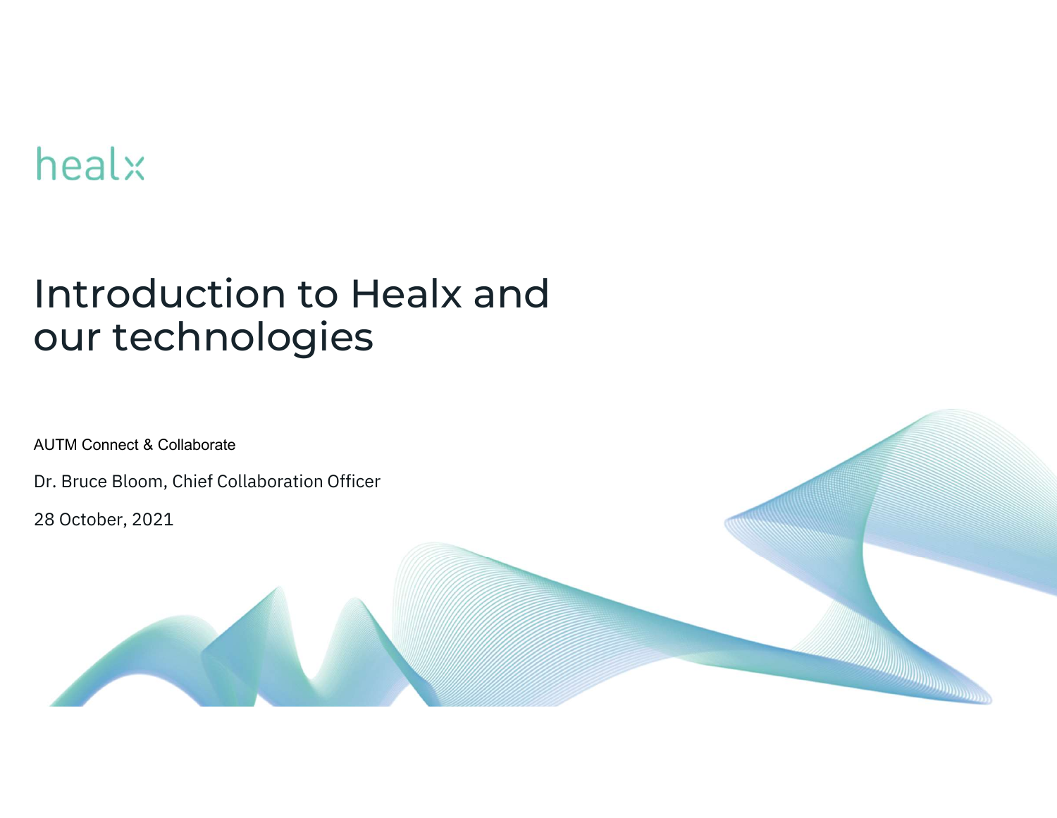healx

# Introduction to Healx and our technologies

AUTM Connect & Collaborate

Dr. Bruce Bloom, Chief Collaboration Officer

28 October, 2021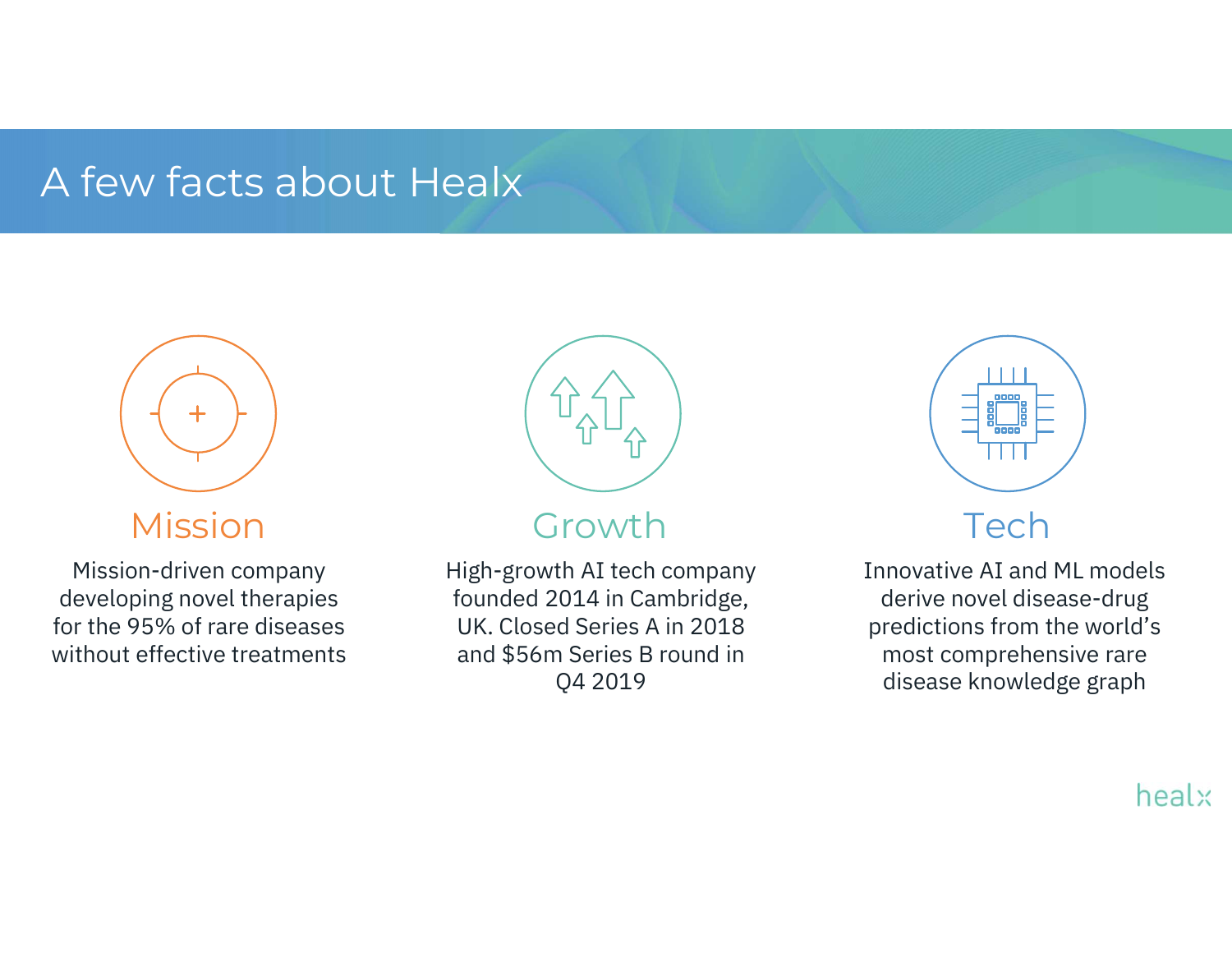# A few facts about Healx

## Mission

Mission-driven company developing novel therapies for the 95% of rare diseases without effective treatments

## Growth

High-growth AI tech company founded 2014 in Cambridge, UK. Closed Series A in 2018 and $56m Series B round in Q4 2019

## Tech

Innovative AI and ML models derive novel disease-drug predictions from the world's most comprehensive rare disease knowledge graph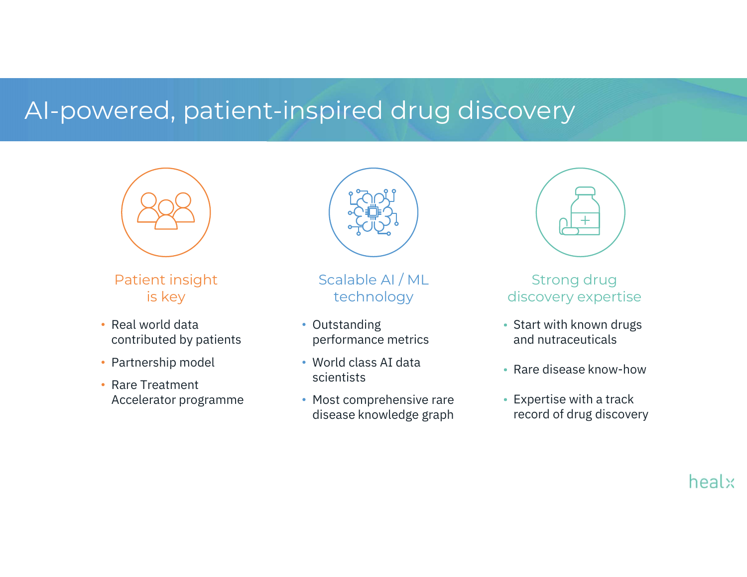# AI-powered, patient-inspired drug discovery

### Patient insight is key

- Real world data contributed by patients
- Partnership model
- Rare Treatment Accelerator programme

### Scalable AI / ML technology

- Outstanding performance metrics
- World class AI data scientists
- Most comprehensive rare disease knowledge graph

### Strong drug discovery expertise

- Start with known drugs and nutraceuticals
- Rare disease know-how
- Expertise with a track record of drug discovery

healx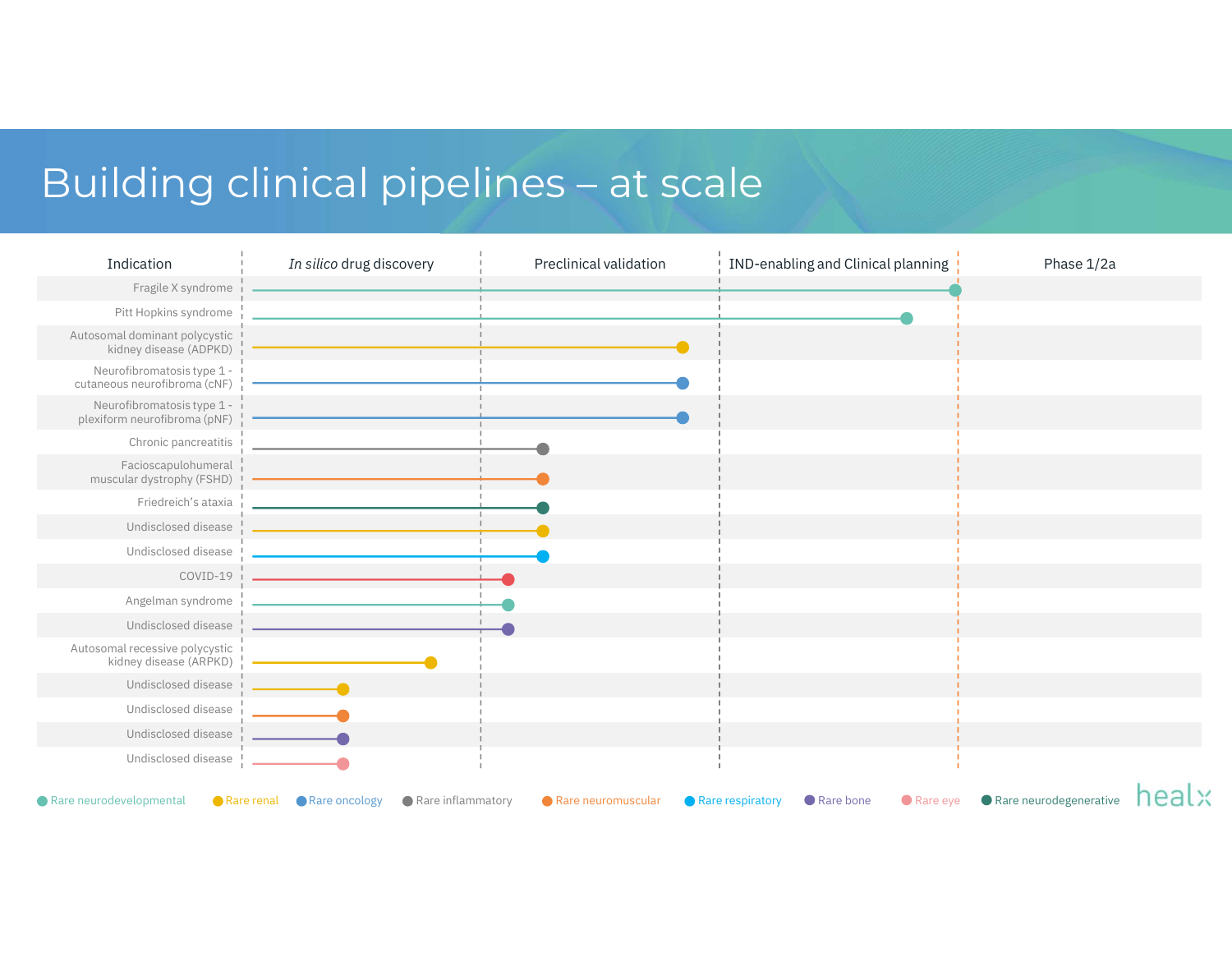# Building clinical pipelines – at scale

| Indication | *In silico* drug discovery | Preclinical validation | IND-enabling and Clinical planning | Phase 1/2a |
|---|---|---|---|---|
| Fragile X syndrome | ● | ● | ● | |
| Pitt Hopkins syndrome | ● | ● | ● | |
| Autosomal dominant polycystic kidney disease (ADPKD) | ● | ● | | |
| Neurofibromatosis type 1 - cutaneous neurofibroma (cNF) | ● | ● | | |
| Neurofibromatosis type 1 - plexiform neurofibroma (pNF) | ● | ● | | |
| Chronic pancreatitis | ● | ● | | |
| Facioscapulohumeral muscular dystrophy (FSHD) | ● | ● | | |
| Friedreich's ataxia | ● | ● | | |
| Undisclosed disease | ● | ● | | |
| Undisclosed disease | ● | ● | | |
| COVID-19 | ● | ● | | |
| Angelman syndrome | ● | ● | | |
| Undisclosed disease | ● | ● | | |
| Autosomal recessive polycystic kidney disease (ARPKD) | ● | | | |
| Undisclosed disease | ● | | | |
| Undisclosed disease | ● | | | |
| Undisclosed disease | ● | | | |
| Undisclosed disease | ● | | | |

Rare neurodevelopmental · Rare renal · Rare oncology · Rare inflammatory · Rare neuromuscular · Rare respiratory · Rare bone · Rare eye · Rare neurodegenerative

healx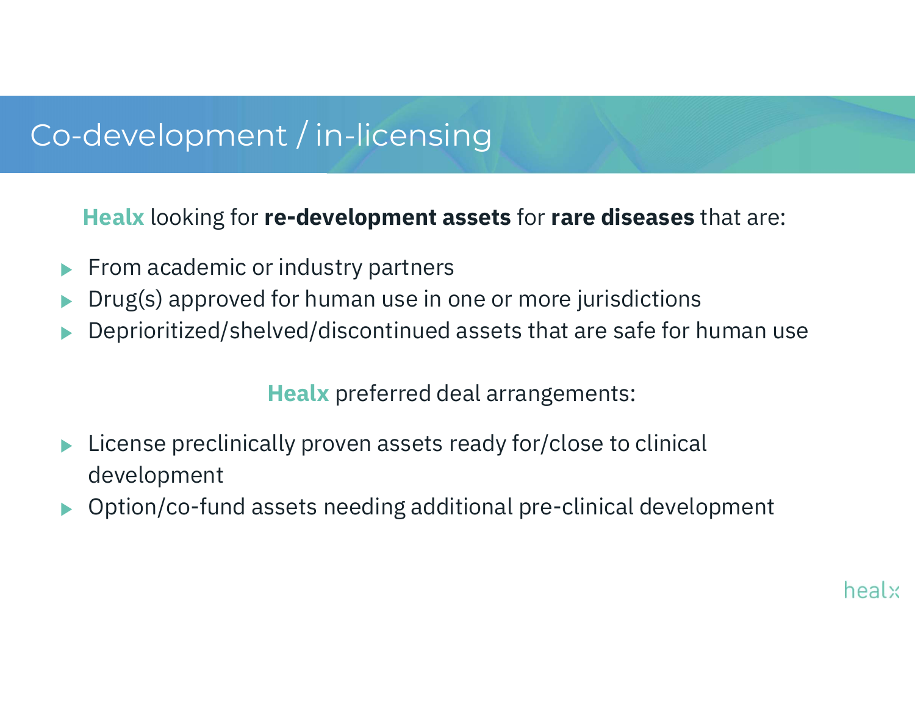# Co-development / in-licensing

**Healx** looking for **re-development assets** for **rare diseases** that are:

- From academic or industry partners
- Drug(s) approved for human use in one or more jurisdictions
- Deprioritized/shelved/discontinued assets that are safe for human use

**Healx** preferred deal arrangements:

- License preclinically proven assets ready for/close to clinical development
- Option/co-fund assets needing additional pre-clinical development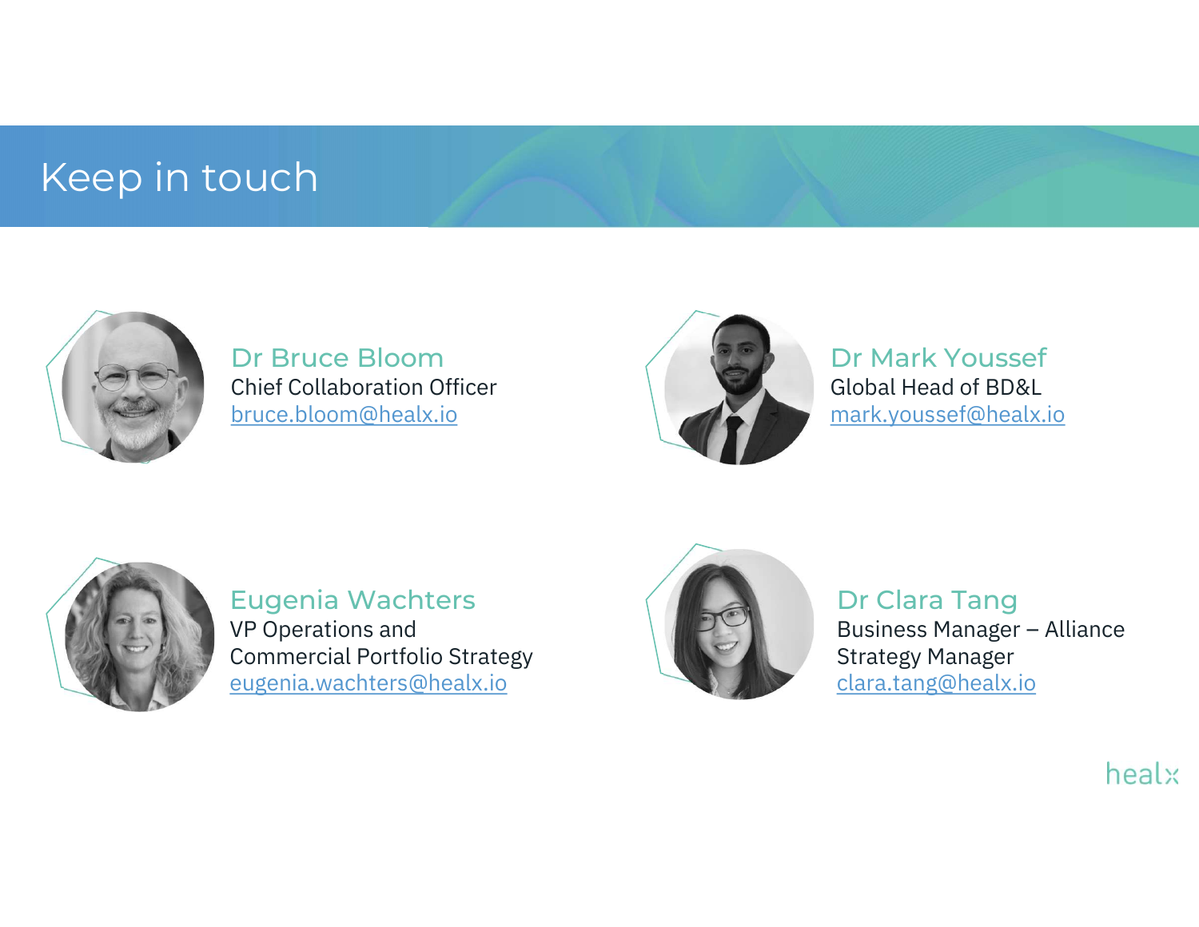# Keep in touch

**Dr Bruce Bloom**
Chief Collaboration Officer
bruce.bloom@healx.io

**Dr Mark Youssef**
Global Head of BD&L
mark.youssef@healx.io

**Eugenia Wachters**
VP Operations and Commercial Portfolio Strategy
eugenia.wachters@healx.io

**Dr Clara Tang**
Business Manager – Alliance Strategy Manager
clara.tang@healx.io

healx